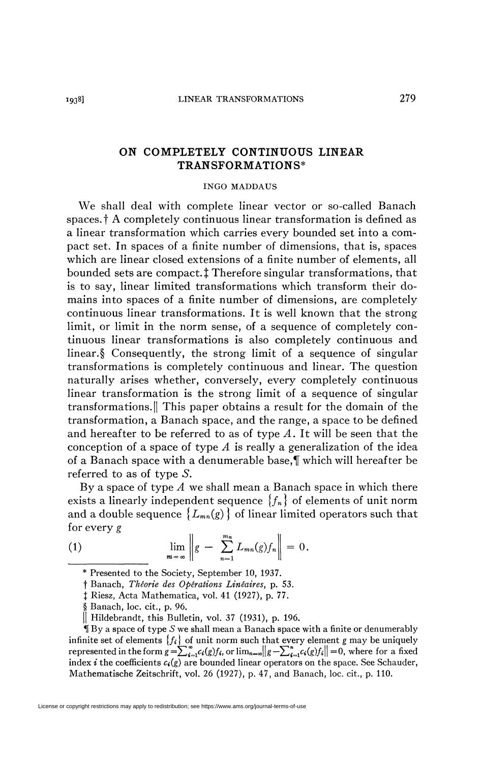# ON COMPLETELY CONTINUOUS LINEAR TRANSFORMATIONS*

INGO MADDAUS

We shall deal with complete linear vector or so-called Banach spaces.† A completely continuous linear transformation is defined as a linear transformation which carries every bounded set into a compact set. In spaces of a finite number of dimensions, that is, spaces which are linear closed extensions of a finite number of elements, all bounded sets are compact.‡ Therefore singular transformations, that is to say, linear limited transformations which transform their domains into spaces of a finite number of dimensions, are completely continuous linear transformations. It is well known that the strong limit, or limit in the norm sense, of a sequence of completely continuous linear transformations is also completely continuous and linear.§ Consequently, the strong limit of a sequence of singular transformations is completely continuous and linear. The question naturally arises whether, conversely, every completely continuous linear transformation is the strong limit of a sequence of singular transformations.‖ This paper obtains a result for the domain of the transformation, a Banach space, and the range, a space to be defined and hereafter to be referred to as of type $A$. It will be seen that the conception of a space of type $A$ is really a generalization of the idea of a Banach space with a denumerable base,¶ which will hereafter be referred to as of type $S$.

By a space of type $A$ we shall mean a Banach space in which there exists a linearly independent sequence $\{f_n\}$ of elements of unit norm and a double sequence $\{L_{mn}(g)\}$ of linear limited operators such that for every $g$

$$\lim_{m=\infty} \left\| g - \sum_{n=1}^{m_n} L_{mn}(g) f_n \right\| = 0. \tag{1}$$

---

\* Presented to the Society, September 10, 1937.

† Banach, *Théorie des Opérations Linéaires*, p. 53.

‡ Riesz, Acta Mathematica, vol. 41 (1927), p. 77.

§ Banach, loc. cit., p. 96.

‖ Hildebrandt, this Bulletin, vol. 37 (1931), p. 196.

¶ By a space of type $S$ we shall mean a Banach space with a finite or denumerably infinite set of elements $\{f_i\}$ of unit norm such that every element $g$ may be uniquely represented in the form $g = \sum_{i=1}^{\infty} c_i(g) f_i$, or $\lim_{n=\infty} \| g - \sum_{i=1}^{n} c_i(g) f_i \| = 0$, where for a fixed index $i$ the coefficients $c_i(g)$ are bounded linear operators on the space. See Schauder, Mathematische Zeitschrift, vol. 26 (1927), p. 47, and Banach, loc. cit., p. 110.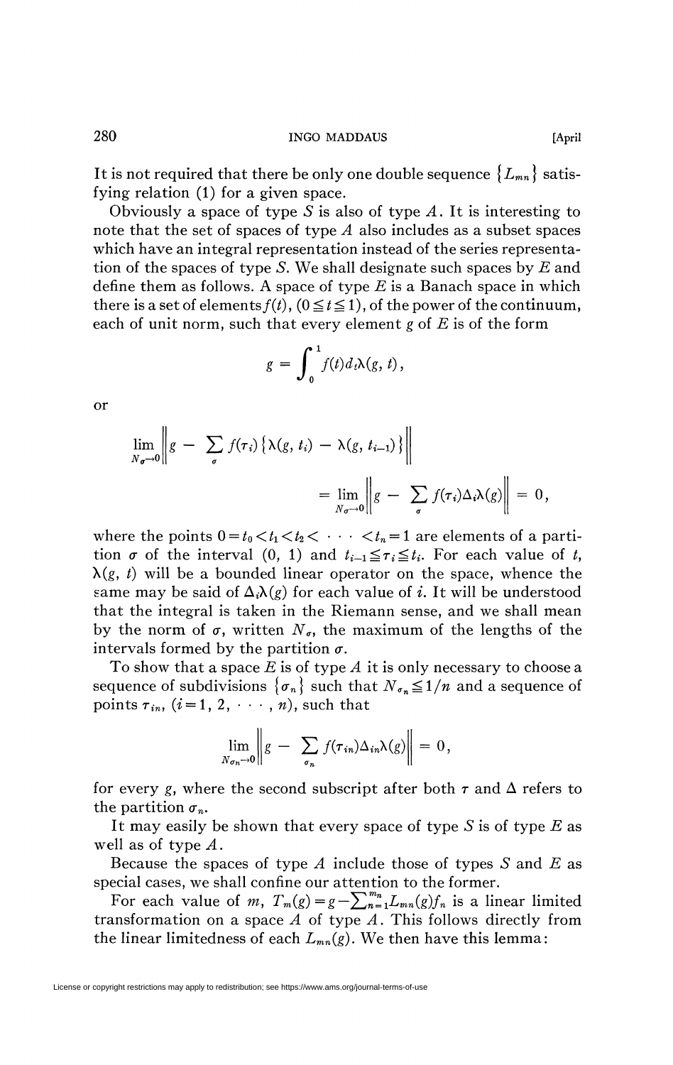It is not required that there be only one double sequence $\{L_{mn}\}$ satisfying relation (1) for a given space.

Obviously a space of type $S$ is also of type $A$. It is interesting to note that the set of spaces of type $A$ also includes as a subset spaces which have an integral representation instead of the series representation of the spaces of type $S$. We shall designate such spaces by $E$ and define them as follows. A space of type $E$ is a Banach space in which there is a set of elements $f(t)$, $(0 \leqq t \leqq 1)$, of the power of the continuum, each of unit norm, such that every element $g$ of $E$ is of the form

$$g = \int_0^1 f(t) d_t \lambda(g, t),$$

or

$$\lim_{N_\sigma \to 0} \left\| g - \sum_\sigma f(\tau_i) \{\lambda(g, t_i) - \lambda(g, t_{i-1})\} \right\|$$
$$= \lim_{N_\sigma \to 0} \left\| g - \sum_\sigma f(\tau_i) \Delta_i \lambda(g) \right\| = 0,$$

where the points $0 = t_0 < t_1 < t_2 < \cdots < t_n = 1$ are elements of a partition $\sigma$ of the interval $(0, 1)$ and $t_{i-1} \leqq \tau_i \leqq t_i$. For each value of $t$, $\lambda(g, t)$ will be a bounded linear operator on the space, whence the same may be said of $\Delta_i \lambda(g)$ for each value of $i$. It will be understood that the integral is taken in the Riemann sense, and we shall mean by the norm of $\sigma$, written $N_\sigma$, the maximum of the lengths of the intervals formed by the partition $\sigma$.

To show that a space $E$ is of type $A$ it is only necessary to choose a sequence of subdivisions $\{\sigma_n\}$ such that $N_{\sigma_n} \leqq 1/n$ and a sequence of points $\tau_{in}$, $(i = 1, 2, \cdots, n)$, such that

$$\lim_{N_{\sigma_n} \to 0} \left\| g - \sum_{\sigma_n} f(\tau_{in}) \Delta_{in} \lambda(g) \right\| = 0,$$

for every $g$, where the second subscript after both $\tau$ and $\Delta$ refers to the partition $\sigma_n$.

It may easily be shown that every space of type $S$ is of type $E$ as well as of type $A$.

Because the spaces of type $A$ include those of types $S$ and $E$ as special cases, we shall confine our attention to the former.

For each value of $m$, $T_m(g) = g - \sum_{n=1}^{m_n} L_{mn}(g) f_n$ is a linear limited transformation on a space $A$ of type $A$. This follows directly from the linear limitedness of each $L_{mn}(g)$. We then have this lemma: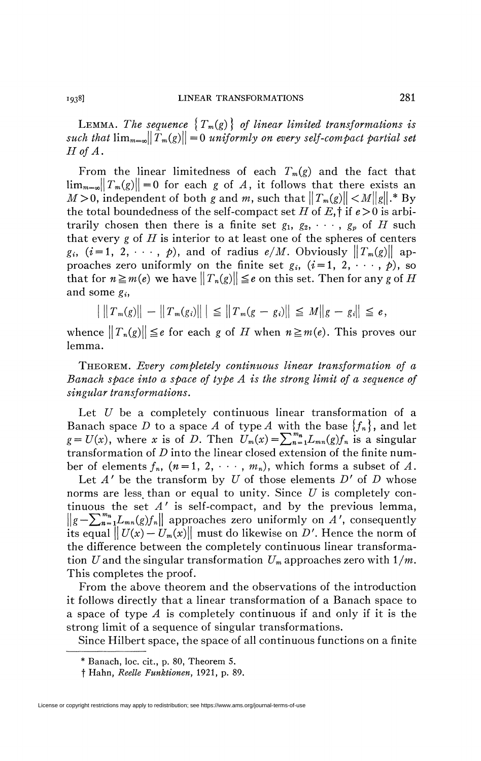LEMMA. *The sequence $\{T_m(g)\}$ of linear limited transformations is such that $\lim_{m=\infty}\|T_m(g)\|=0$ uniformly on every self-compact partial set $H$ of $A$.*

From the linear limitedness of each $T_m(g)$ and the fact that $\lim_{m=\infty}\|T_m(g)\|=0$ for each $g$ of $A$, it follows that there exists an $M>0$, independent of both $g$ and $m$, such that $\|T_m(g)\|<M\|g\|$.* By the total boundedness of the self-compact set $H$ of $E$,† if $e>0$ is arbitrarily chosen then there is a finite set $g_1, g_2, \cdots, g_p$ of $H$ such that every $g$ of $H$ is interior to at least one of the spheres of centers $g_i$, $(i=1, 2, \cdots, p)$, and of radius $e/M$. Obviously $\|T_m(g)\|$ approaches zero uniformly on the finite set $g_i$, $(i=1, 2, \cdots, p)$, so that for $n \geqq m(e)$ we have $\|T_n(g)\| \leqq e$ on this set. Then for any $g$ of $H$ and some $g_i$,

$$\big|\,\|T_m(g)\| - \|T_m(g_i)\|\,\big| \leqq \|T_m(g-g_i)\| \leqq M\|g-g_i\| \leqq e,$$

whence $\|T_n(g)\| \leqq e$ for each $g$ of $H$ when $n \geqq m(e)$. This proves our lemma.

THEOREM. *Every completely continuous linear transformation of a Banach space into a space of type A is the strong limit of a sequence of singular transformations.*

Let $U$ be a completely continuous linear transformation of a Banach space $D$ to a space $A$ of type $A$ with the base $\{f_n\}$, and let $g=U(x)$, where $x$ is of $D$. Then $U_m(x)=\sum_{n=1}^{m_n} L_{mn}(g)f_n$ is a singular transformation of $D$ into the linear closed extension of the finite number of elements $f_n$, $(n=1, 2, \cdots, m_n)$, which forms a subset of $A$.

Let $A'$ be the transform by $U$ of those elements $D'$ of $D$ whose norms are less than or equal to unity. Since $U$ is completely continuous the set $A'$ is self-compact, and by the previous lemma, $\|g-\sum_{n=1}^{m_n} L_{mn}(g)f_n\|$ approaches zero uniformly on $A'$, consequently its equal $\|U(x)-U_m(x)\|$ must do likewise on $D'$. Hence the norm of the difference between the completely continuous linear transformation $U$ and the singular transformation $U_m$ approaches zero with $1/m$. This completes the proof.

From the above theorem and the observations of the introduction it follows directly that a linear transformation of a Banach space to a space of type $A$ is completely continuous if and only if it is the strong limit of a sequence of singular transformations.

Since Hilbert space, the space of all continuous functions on a finite

---

* Banach, loc. cit., p. 80, Theorem 5.

† Hahn, *Reelle Funktionen*, 1921, p. 89.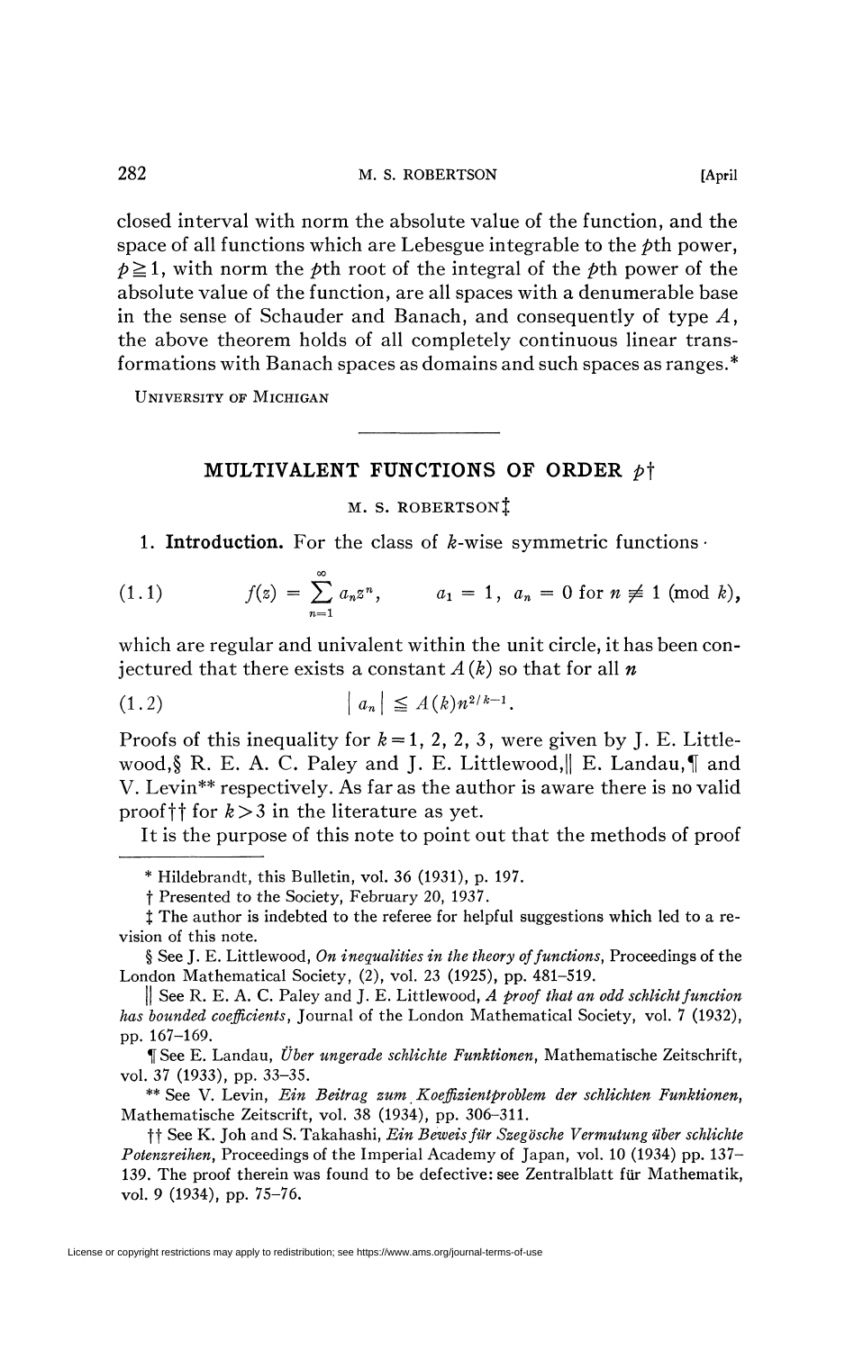closed interval with norm the absolute value of the function, and the space of all functions which are Lebesgue integrable to the $p$th power, $p \geqq 1$, with norm the $p$th root of the integral of the $p$th power of the absolute value of the function, are all spaces with a denumerable base in the sense of Schauder and Banach, and consequently of type $A$, the above theorem holds of all completely continuous linear transformations with Banach spaces as domains and such spaces as ranges.*

UNIVERSITY OF MICHIGAN

---

## MULTIVALENT FUNCTIONS OF ORDER $p$†

M. S. ROBERTSON‡

**1. Introduction.** For the class of $k$-wise symmetric functions

$$(1.1) \qquad f(z) = \sum_{n=1}^{\infty} a_n z^n, \qquad a_1 = 1, \; a_n = 0 \text{ for } n \not\equiv 1 \pmod{k},$$

which are regular and univalent within the unit circle, it has been conjectured that there exists a constant $A(k)$ so that for all $n$

$$(1.2) \qquad |a_n| \leqq A(k) n^{2/k-1}.$$

Proofs of this inequality for $k = 1, 2, 2, 3$, were given by J. E. Littlewood,§ R. E. A. C. Paley and J. E. Littlewood,‖ E. Landau,¶ and V. Levin** respectively. As far as the author is aware there is no valid proof†† for $k > 3$ in the literature as yet.

It is the purpose of this note to point out that the methods of proof

---

* Hildebrandt, this Bulletin, vol. 36 (1931), p. 197.

† Presented to the Society, February 20, 1937.

‡ The author is indebted to the referee for helpful suggestions which led to a revision of this note.

§ See J. E. Littlewood, *On inequalities in the theory of functions*, Proceedings of the London Mathematical Society, (2), vol. 23 (1925), pp. 481–519.

‖ See R. E. A. C. Paley and J. E. Littlewood, *A proof that an odd schlicht function has bounded coefficients*, Journal of the London Mathematical Society, vol. 7 (1932), pp. 167–169.

¶ See E. Landau, *Über ungerade schlichte Funktionen*, Mathematische Zeitschrift, vol. 37 (1933), pp. 33–35.

** See V. Levin, *Ein Beitrag zum Koeffizientproblem der schlichten Funktionen*, Mathematische Zeitscrift, vol. 38 (1934), pp. 306–311.

†† See K. Joh and S. Takahashi, *Ein Beweis für Szegösche Vermutung über schlichte Potenzreihen*, Proceedings of the Imperial Academy of Japan, vol. 10 (1934) pp. 137–139. The proof therein was found to be defective: see Zentralblatt für Mathematik, vol. 9 (1934), pp. 75–76.